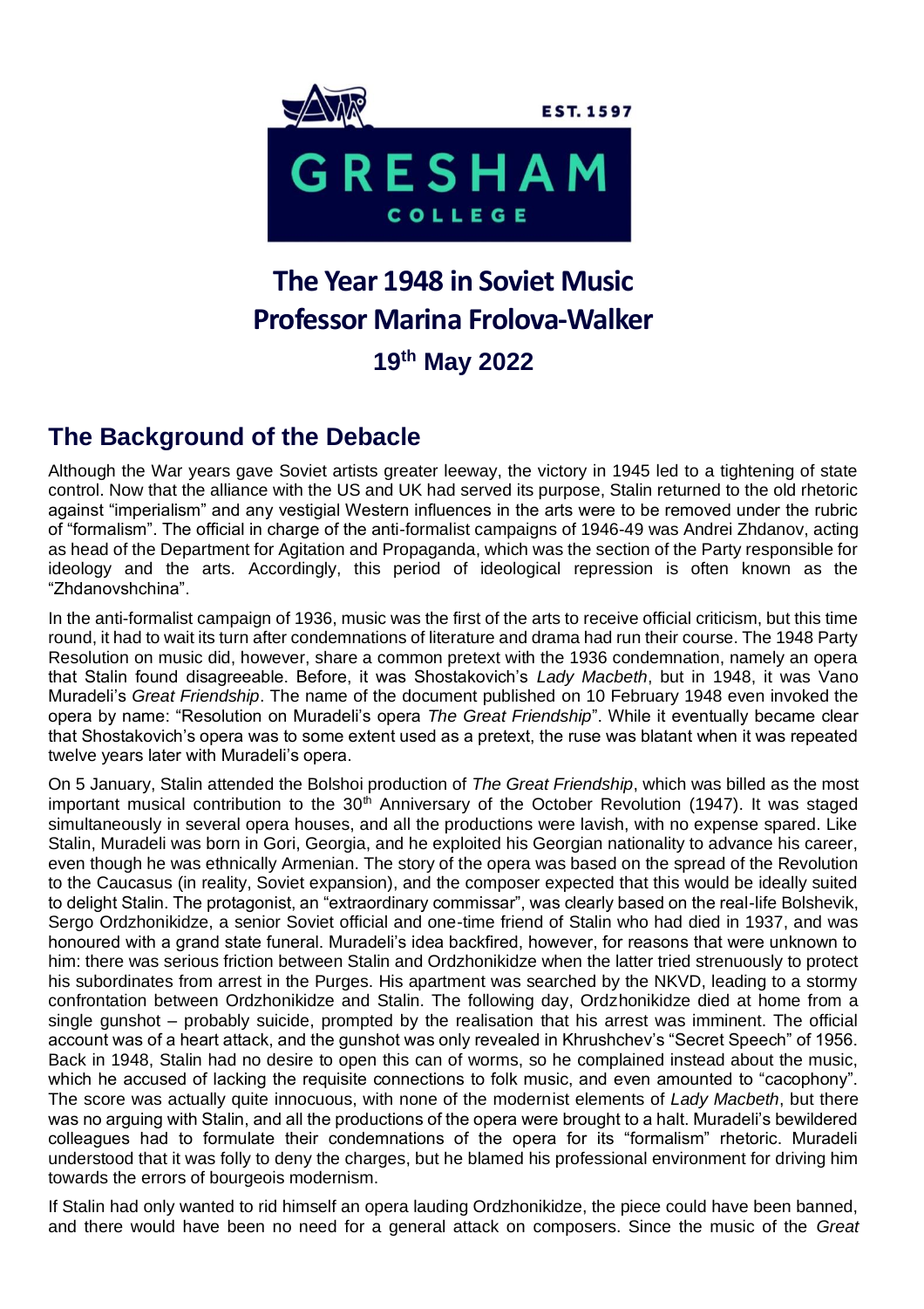# The Year 1948 in Soviet Music
## Professor Marina Frolova-Walker
### 19th May 2022

## The Background of the Debacle

Although the War years gave Soviet artists greater leeway, the victory in 1945 led to a tightening of state control. Now that the alliance with the US and UK had served its purpose, Stalin returned to the old rhetoric against "imperialism" and any vestigial Western influences in the arts were to be removed under the rubric of "formalism". The official in charge of the anti-formalist campaigns of 1946-49 was Andrei Zhdanov, acting as head of the Department for Agitation and Propaganda, which was the section of the Party responsible for ideology and the arts. Accordingly, this period of ideological repression is often known as the "Zhdanovshchina".

In the anti-formalist campaign of 1936, music was the first of the arts to receive official criticism, but this time round, it had to wait its turn after condemnations of literature and drama had run their course. The 1948 Party Resolution on music did, however, share a common pretext with the 1936 condemnation, namely an opera that Stalin found disagreeable. Before, it was Shostakovich's *Lady Macbeth*, but in 1948, it was Vano Muradeli's *Great Friendship*. The name of the document published on 10 February 1948 even invoked the opera by name: "Resolution on Muradeli's opera *The Great Friendship*". While it eventually became clear that Shostakovich's opera was to some extent used as a pretext, the ruse was blatant when it was repeated twelve years later with Muradeli's opera.

On 5 January, Stalin attended the Bolshoi production of *The Great Friendship*, which was billed as the most important musical contribution to the 30th Anniversary of the October Revolution (1947). It was staged simultaneously in several opera houses, and all the productions were lavish, with no expense spared. Like Stalin, Muradeli was born in Gori, Georgia, and he exploited his Georgian nationality to advance his career, even though he was ethnically Armenian. The story of the opera was based on the spread of the Revolution to the Caucasus (in reality, Soviet expansion), and the composer expected that this would be ideally suited to delight Stalin. The protagonist, an "extraordinary commissar", was clearly based on the real-life Bolshevik, Sergo Ordzhonikidze, a senior Soviet official and one-time friend of Stalin who had died in 1937, and was honoured with a grand state funeral. Muradeli's idea backfired, however, for reasons that were unknown to him: there was serious friction between Stalin and Ordzhonikidze when the latter tried strenuously to protect his subordinates from arrest in the Purges. His apartment was searched by the NKVD, leading to a stormy confrontation between Ordzhonikidze and Stalin. The following day, Ordzhonikidze died at home from a single gunshot – probably suicide, prompted by the realisation that his arrest was imminent. The official account was of a heart attack, and the gunshot was only revealed in Khrushchev's "Secret Speech" of 1956. Back in 1948, Stalin had no desire to open this can of worms, so he complained instead about the music, which he accused of lacking the requisite connections to folk music, and even amounted to "cacophony". The score was actually quite innocuous, with none of the modernist elements of *Lady Macbeth*, but there was no arguing with Stalin, and all the productions of the opera were brought to a halt. Muradeli's bewildered colleagues had to formulate their condemnations of the opera for its "formalism" rhetoric. Muradeli understood that it was folly to deny the charges, but he blamed his professional environment for driving him towards the errors of bourgeois modernism.

If Stalin had only wanted to rid himself an opera lauding Ordzhonikidze, the piece could have been banned, and there would have been no need for a general attack on composers. Since the music of the *Great*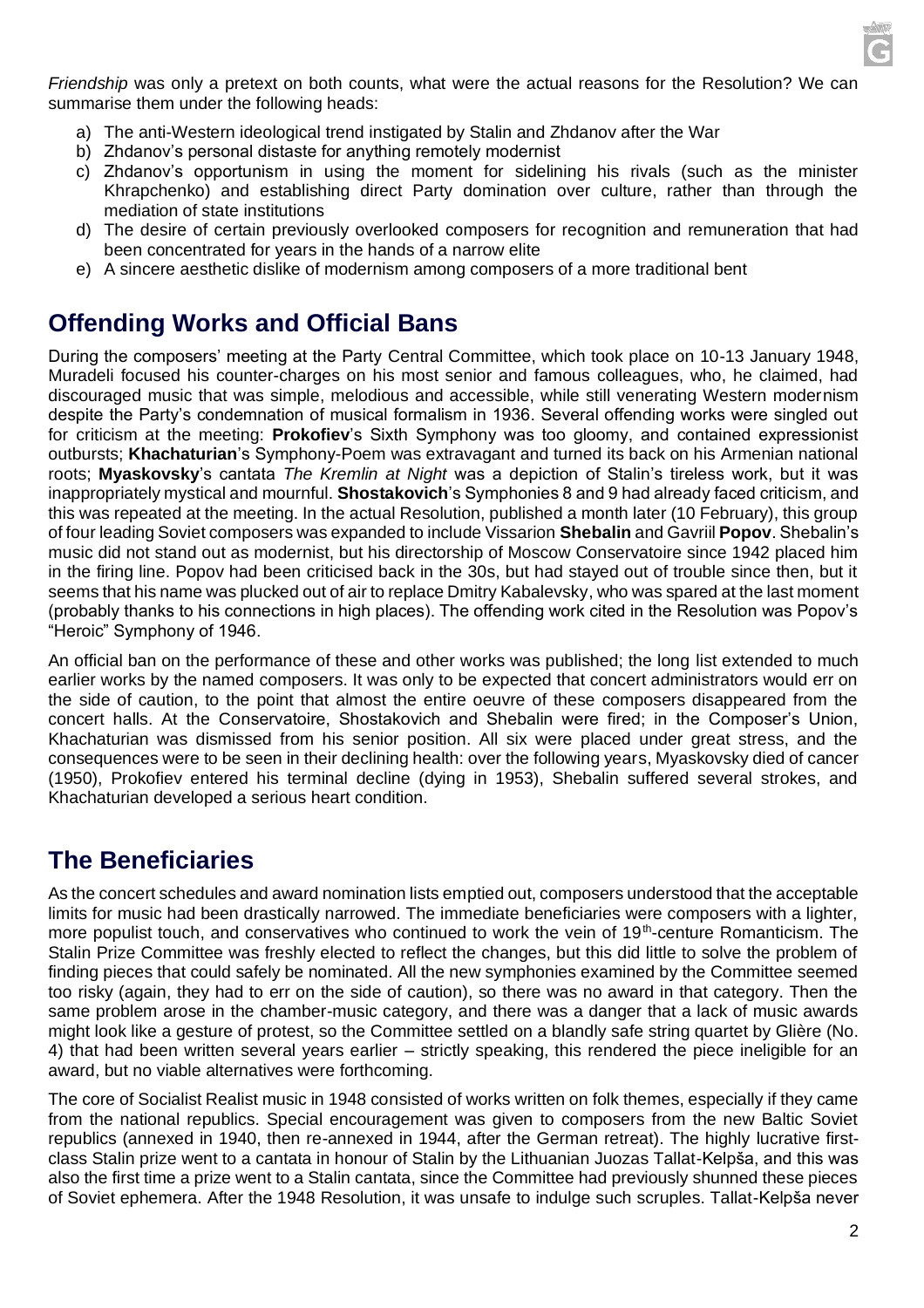*Friendship* was only a pretext on both counts, what were the actual reasons for the Resolution? We can summarise them under the following heads:

a) The anti-Western ideological trend instigated by Stalin and Zhdanov after the War
b) Zhdanov's personal distaste for anything remotely modernist
c) Zhdanov's opportunism in using the moment for sidelining his rivals (such as the minister Khrapchenko) and establishing direct Party domination over culture, rather than through the mediation of state institutions
d) The desire of certain previously overlooked composers for recognition and remuneration that had been concentrated for years in the hands of a narrow elite
e) A sincere aesthetic dislike of modernism among composers of a more traditional bent

## Offending Works and Official Bans

During the composers' meeting at the Party Central Committee, which took place on 10-13 January 1948, Muradeli focused his counter-charges on his most senior and famous colleagues, who, he claimed, had discouraged music that was simple, melodious and accessible, while still venerating Western modernism despite the Party's condemnation of musical formalism in 1936. Several offending works were singled out for criticism at the meeting: **Prokofiev**'s Sixth Symphony was too gloomy, and contained expressionist outbursts; **Khachaturian**'s Symphony-Poem was extravagant and turned its back on his Armenian national roots; **Myaskovsky**'s cantata *The Kremlin at Night* was a depiction of Stalin's tireless work, but it was inappropriately mystical and mournful. **Shostakovich**'s Symphonies 8 and 9 had already faced criticism, and this was repeated at the meeting. In the actual Resolution, published a month later (10 February), this group of four leading Soviet composers was expanded to include Vissarion **Shebalin** and Gavriil **Popov**. Shebalin's music did not stand out as modernist, but his directorship of Moscow Conservatoire since 1942 placed him in the firing line. Popov had been criticised back in the 30s, but had stayed out of trouble since then, but it seems that his name was plucked out of air to replace Dmitry Kabalevsky, who was spared at the last moment (probably thanks to his connections in high places). The offending work cited in the Resolution was Popov's "Heroic" Symphony of 1946.

An official ban on the performance of these and other works was published; the long list extended to much earlier works by the named composers. It was only to be expected that concert administrators would err on the side of caution, to the point that almost the entire oeuvre of these composers disappeared from the concert halls. At the Conservatoire, Shostakovich and Shebalin were fired; in the Composer's Union, Khachaturian was dismissed from his senior position. All six were placed under great stress, and the consequences were to be seen in their declining health: over the following years, Myaskovsky died of cancer (1950), Prokofiev entered his terminal decline (dying in 1953), Shebalin suffered several strokes, and Khachaturian developed a serious heart condition.

## The Beneficiaries

As the concert schedules and award nomination lists emptied out, composers understood that the acceptable limits for music had been drastically narrowed. The immediate beneficiaries were composers with a lighter, more populist touch, and conservatives who continued to work the vein of 19th-century Romanticism. The Stalin Prize Committee was freshly elected to reflect the changes, but this did little to solve the problem of finding pieces that could safely be nominated. All the new symphonies examined by the Committee seemed too risky (again, they had to err on the side of caution), so there was no award in that category. Then the same problem arose in the chamber-music category, and there was a danger that a lack of music awards might look like a gesture of protest, so the Committee settled on a blandly safe string quartet by Glière (No. 4) that had been written several years earlier – strictly speaking, this rendered the piece ineligible for an award, but no viable alternatives were forthcoming.

The core of Socialist Realist music in 1948 consisted of works written on folk themes, especially if they came from the national republics. Special encouragement was given to composers from the new Baltic Soviet republics (annexed in 1940, then re-annexed in 1944, after the German retreat). The highly lucrative first-class Stalin prize went to a cantata in honour of Stalin by the Lithuanian Juozas Tallat-Kelpša, and this was also the first time a prize went to a Stalin cantata, since the Committee had previously shunned these pieces of Soviet ephemera. After the 1948 Resolution, it was unsafe to indulge such scruples. Tallat-Kelpša never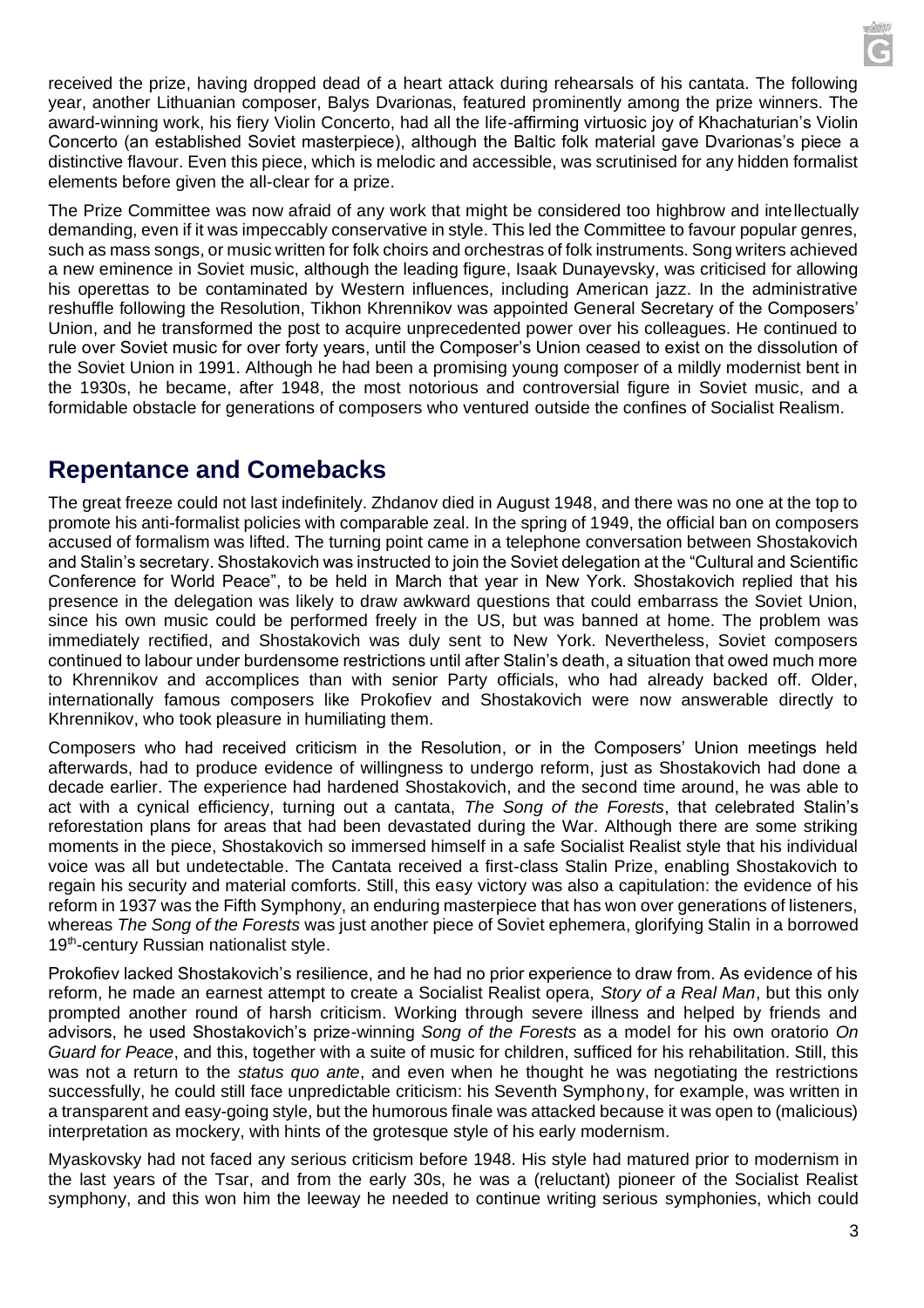received the prize, having dropped dead of a heart attack during rehearsals of his cantata. The following year, another Lithuanian composer, Balys Dvarionas, featured prominently among the prize winners. The award-winning work, his fiery Violin Concerto, had all the life-affirming virtuosic joy of Khachaturian's Violin Concerto (an established Soviet masterpiece), although the Baltic folk material gave Dvarionas's piece a distinctive flavour. Even this piece, which is melodic and accessible, was scrutinised for any hidden formalist elements before given the all-clear for a prize.

The Prize Committee was now afraid of any work that might be considered too highbrow and intellectually demanding, even if it was impeccably conservative in style. This led the Committee to favour popular genres, such as mass songs, or music written for folk choirs and orchestras of folk instruments. Song writers achieved a new eminence in Soviet music, although the leading figure, Isaak Dunayevsky, was criticised for allowing his operettas to be contaminated by Western influences, including American jazz. In the administrative reshuffle following the Resolution, Tikhon Khrennikov was appointed General Secretary of the Composers' Union, and he transformed the post to acquire unprecedented power over his colleagues. He continued to rule over Soviet music for over forty years, until the Composer's Union ceased to exist on the dissolution of the Soviet Union in 1991. Although he had been a promising young composer of a mildly modernist bent in the 1930s, he became, after 1948, the most notorious and controversial figure in Soviet music, and a formidable obstacle for generations of composers who ventured outside the confines of Socialist Realism.

## Repentance and Comebacks

The great freeze could not last indefinitely. Zhdanov died in August 1948, and there was no one at the top to promote his anti-formalist policies with comparable zeal. In the spring of 1949, the official ban on composers accused of formalism was lifted. The turning point came in a telephone conversation between Shostakovich and Stalin's secretary. Shostakovich was instructed to join the Soviet delegation at the "Cultural and Scientific Conference for World Peace", to be held in March that year in New York. Shostakovich replied that his presence in the delegation was likely to draw awkward questions that could embarrass the Soviet Union, since his own music could be performed freely in the US, but was banned at home. The problem was immediately rectified, and Shostakovich was duly sent to New York. Nevertheless, Soviet composers continued to labour under burdensome restrictions until after Stalin's death, a situation that owed much more to Khrennikov and accomplices than with senior Party officials, who had already backed off. Older, internationally famous composers like Prokofiev and Shostakovich were now answerable directly to Khrennikov, who took pleasure in humiliating them.

Composers who had received criticism in the Resolution, or in the Composers' Union meetings held afterwards, had to produce evidence of willingness to undergo reform, just as Shostakovich had done a decade earlier. The experience had hardened Shostakovich, and the second time around, he was able to act with a cynical efficiency, turning out a cantata, *The Song of the Forests*, that celebrated Stalin's reforestation plans for areas that had been devastated during the War. Although there are some striking moments in the piece, Shostakovich so immersed himself in a safe Socialist Realist style that his individual voice was all but undetectable. The Cantata received a first-class Stalin Prize, enabling Shostakovich to regain his security and material comforts. Still, this easy victory was also a capitulation: the evidence of his reform in 1937 was the Fifth Symphony, an enduring masterpiece that has won over generations of listeners, whereas *The Song of the Forests* was just another piece of Soviet ephemera, glorifying Stalin in a borrowed 19th-century Russian nationalist style.

Prokofiev lacked Shostakovich's resilience, and he had no prior experience to draw from. As evidence of his reform, he made an earnest attempt to create a Socialist Realist opera, *Story of a Real Man*, but this only prompted another round of harsh criticism. Working through severe illness and helped by friends and advisors, he used Shostakovich's prize-winning *Song of the Forests* as a model for his own oratorio *On Guard for Peace*, and this, together with a suite of music for children, sufficed for his rehabilitation. Still, this was not a return to the *status quo ante*, and even when he thought he was negotiating the restrictions successfully, he could still face unpredictable criticism: his Seventh Symphony, for example, was written in a transparent and easy-going style, but the humorous finale was attacked because it was open to (malicious) interpretation as mockery, with hints of the grotesque style of his early modernism.

Myaskovsky had not faced any serious criticism before 1948. His style had matured prior to modernism in the last years of the Tsar, and from the early 30s, he was a (reluctant) pioneer of the Socialist Realist symphony, and this won him the leeway he needed to continue writing serious symphonies, which could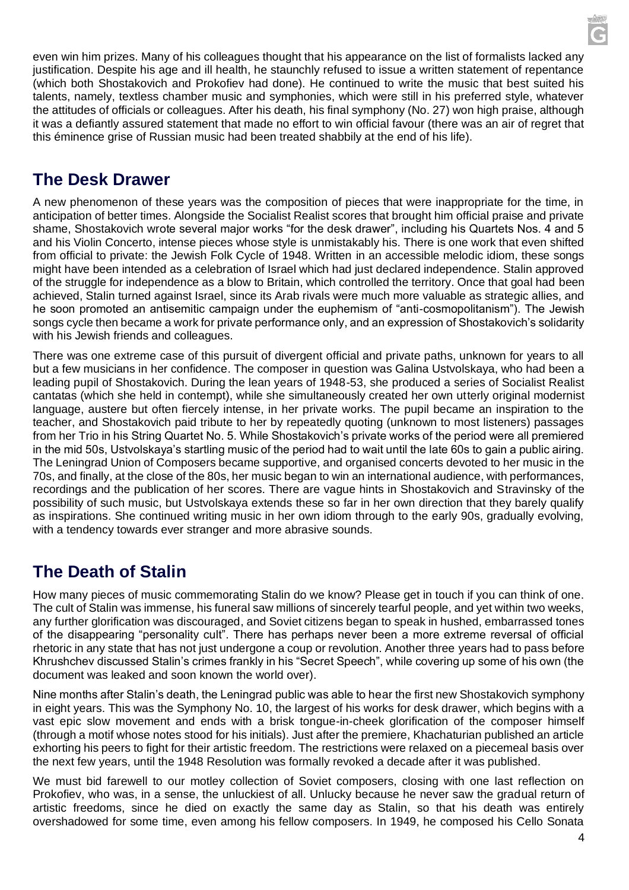even win him prizes. Many of his colleagues thought that his appearance on the list of formalists lacked any justification. Despite his age and ill health, he staunchly refused to issue a written statement of repentance (which both Shostakovich and Prokofiev had done). He continued to write the music that best suited his talents, namely, textless chamber music and symphonies, which were still in his preferred style, whatever the attitudes of officials or colleagues. After his death, his final symphony (No. 27) won high praise, although it was a defiantly assured statement that made no effort to win official favour (there was an air of regret that this éminence grise of Russian music had been treated shabbily at the end of his life).

## The Desk Drawer

A new phenomenon of these years was the composition of pieces that were inappropriate for the time, in anticipation of better times. Alongside the Socialist Realist scores that brought him official praise and private shame, Shostakovich wrote several major works "for the desk drawer", including his Quartets Nos. 4 and 5 and his Violin Concerto, intense pieces whose style is unmistakably his. There is one work that even shifted from official to private: the Jewish Folk Cycle of 1948. Written in an accessible melodic idiom, these songs might have been intended as a celebration of Israel which had just declared independence. Stalin approved of the struggle for independence as a blow to Britain, which controlled the territory. Once that goal had been achieved, Stalin turned against Israel, since its Arab rivals were much more valuable as strategic allies, and he soon promoted an antisemitic campaign under the euphemism of "anti-cosmopolitanism"). The Jewish songs cycle then became a work for private performance only, and an expression of Shostakovich's solidarity with his Jewish friends and colleagues.

There was one extreme case of this pursuit of divergent official and private paths, unknown for years to all but a few musicians in her confidence. The composer in question was Galina Ustvolskaya, who had been a leading pupil of Shostakovich. During the lean years of 1948-53, she produced a series of Socialist Realist cantatas (which she held in contempt), while she simultaneously created her own utterly original modernist language, austere but often fiercely intense, in her private works. The pupil became an inspiration to the teacher, and Shostakovich paid tribute to her by repeatedly quoting (unknown to most listeners) passages from her Trio in his String Quartet No. 5. While Shostakovich's private works of the period were all premiered in the mid 50s, Ustvolskaya's startling music of the period had to wait until the late 60s to gain a public airing. The Leningrad Union of Composers became supportive, and organised concerts devoted to her music in the 70s, and finally, at the close of the 80s, her music began to win an international audience, with performances, recordings and the publication of her scores. There are vague hints in Shostakovich and Stravinsky of the possibility of such music, but Ustvolskaya extends these so far in her own direction that they barely qualify as inspirations. She continued writing music in her own idiom through to the early 90s, gradually evolving, with a tendency towards ever stranger and more abrasive sounds.

## The Death of Stalin

How many pieces of music commemorating Stalin do we know? Please get in touch if you can think of one. The cult of Stalin was immense, his funeral saw millions of sincerely tearful people, and yet within two weeks, any further glorification was discouraged, and Soviet citizens began to speak in hushed, embarrassed tones of the disappearing "personality cult". There has perhaps never been a more extreme reversal of official rhetoric in any state that has not just undergone a coup or revolution. Another three years had to pass before Khrushchev discussed Stalin's crimes frankly in his "Secret Speech", while covering up some of his own (the document was leaked and soon known the world over).

Nine months after Stalin's death, the Leningrad public was able to hear the first new Shostakovich symphony in eight years. This was the Symphony No. 10, the largest of his works for desk drawer, which begins with a vast epic slow movement and ends with a brisk tongue-in-cheek glorification of the composer himself (through a motif whose notes stood for his initials). Just after the premiere, Khachaturian published an article exhorting his peers to fight for their artistic freedom. The restrictions were relaxed on a piecemeal basis over the next few years, until the 1948 Resolution was formally revoked a decade after it was published.

We must bid farewell to our motley collection of Soviet composers, closing with one last reflection on Prokofiev, who was, in a sense, the unluckiest of all. Unlucky because he never saw the gradual return of artistic freedoms, since he died on exactly the same day as Stalin, so that his death was entirely overshadowed for some time, even among his fellow composers. In 1949, he composed his Cello Sonata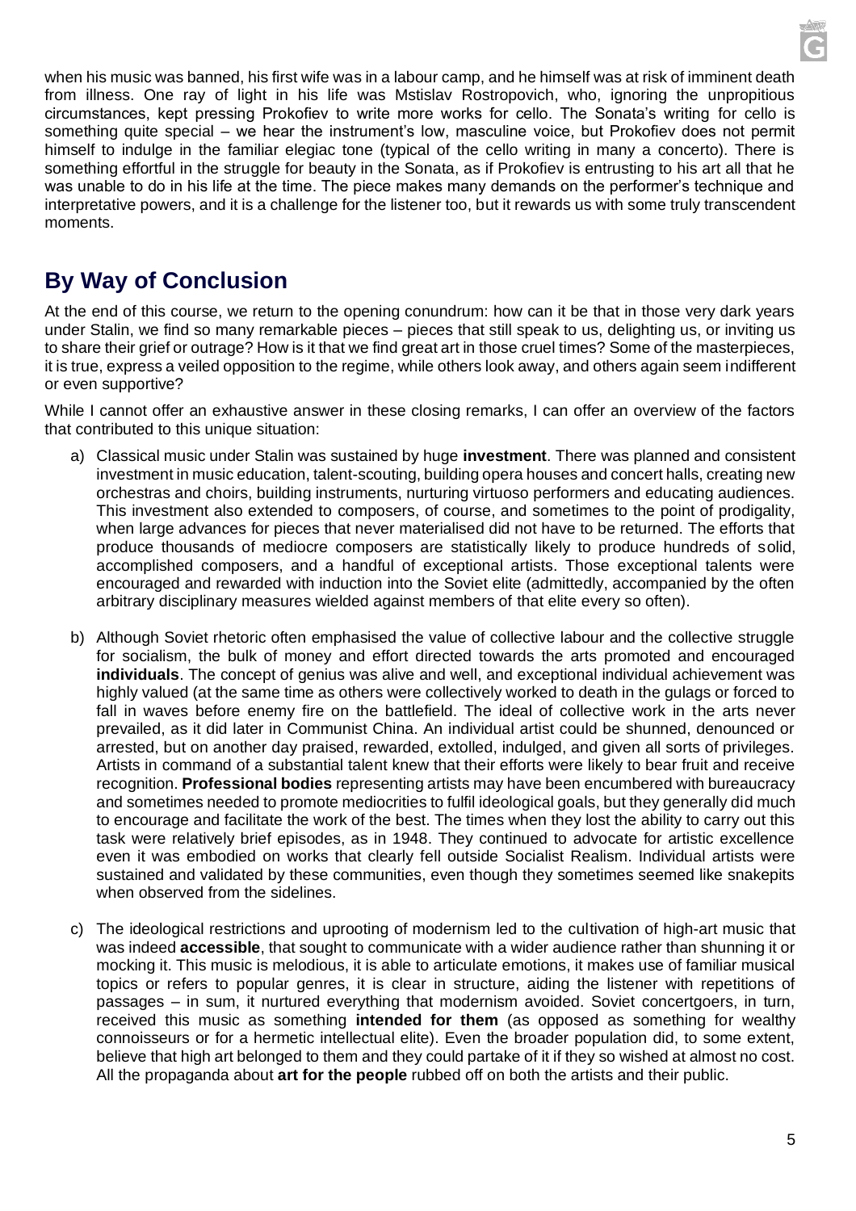when his music was banned, his first wife was in a labour camp, and he himself was at risk of imminent death from illness. One ray of light in his life was Mstislav Rostropovich, who, ignoring the unpropitious circumstances, kept pressing Prokofiev to write more works for cello. The Sonata's writing for cello is something quite special – we hear the instrument's low, masculine voice, but Prokofiev does not permit himself to indulge in the familiar elegiac tone (typical of the cello writing in many a concerto). There is something effortful in the struggle for beauty in the Sonata, as if Prokofiev is entrusting to his art all that he was unable to do in his life at the time. The piece makes many demands on the performer's technique and interpretative powers, and it is a challenge for the listener too, but it rewards us with some truly transcendent moments.

## By Way of Conclusion

At the end of this course, we return to the opening conundrum: how can it be that in those very dark years under Stalin, we find so many remarkable pieces – pieces that still speak to us, delighting us, or inviting us to share their grief or outrage? How is it that we find great art in those cruel times? Some of the masterpieces, it is true, express a veiled opposition to the regime, while others look away, and others again seem indifferent or even supportive?

While I cannot offer an exhaustive answer in these closing remarks, I can offer an overview of the factors that contributed to this unique situation:

a) Classical music under Stalin was sustained by huge **investment**. There was planned and consistent investment in music education, talent-scouting, building opera houses and concert halls, creating new orchestras and choirs, building instruments, nurturing virtuoso performers and educating audiences. This investment also extended to composers, of course, and sometimes to the point of prodigality, when large advances for pieces that never materialised did not have to be returned. The efforts that produce thousands of mediocre composers are statistically likely to produce hundreds of solid, accomplished composers, and a handful of exceptional artists. Those exceptional talents were encouraged and rewarded with induction into the Soviet elite (admittedly, accompanied by the often arbitrary disciplinary measures wielded against members of that elite every so often).

b) Although Soviet rhetoric often emphasised the value of collective labour and the collective struggle for socialism, the bulk of money and effort directed towards the arts promoted and encouraged **individuals**. The concept of genius was alive and well, and exceptional individual achievement was highly valued (at the same time as others were collectively worked to death in the gulags or forced to fall in waves before enemy fire on the battlefield. The ideal of collective work in the arts never prevailed, as it did later in Communist China. An individual artist could be shunned, denounced or arrested, but on another day praised, rewarded, extolled, indulged, and given all sorts of privileges. Artists in command of a substantial talent knew that their efforts were likely to bear fruit and receive recognition. **Professional bodies** representing artists may have been encumbered with bureaucracy and sometimes needed to promote mediocrities to fulfil ideological goals, but they generally did much to encourage and facilitate the work of the best. The times when they lost the ability to carry out this task were relatively brief episodes, as in 1948. They continued to advocate for artistic excellence even it was embodied on works that clearly fell outside Socialist Realism. Individual artists were sustained and validated by these communities, even though they sometimes seemed like snakepits when observed from the sidelines.

c) The ideological restrictions and uprooting of modernism led to the cultivation of high-art music that was indeed **accessible**, that sought to communicate with a wider audience rather than shunning it or mocking it. This music is melodious, it is able to articulate emotions, it makes use of familiar musical topics or refers to popular genres, it is clear in structure, aiding the listener with repetitions of passages – in sum, it nurtured everything that modernism avoided. Soviet concertgoers, in turn, received this music as something **intended for them** (as opposed as something for wealthy connoisseurs or for a hermetic intellectual elite). Even the broader population did, to some extent, believe that high art belonged to them and they could partake of it if they so wished at almost no cost. All the propaganda about **art for the people** rubbed off on both the artists and their public.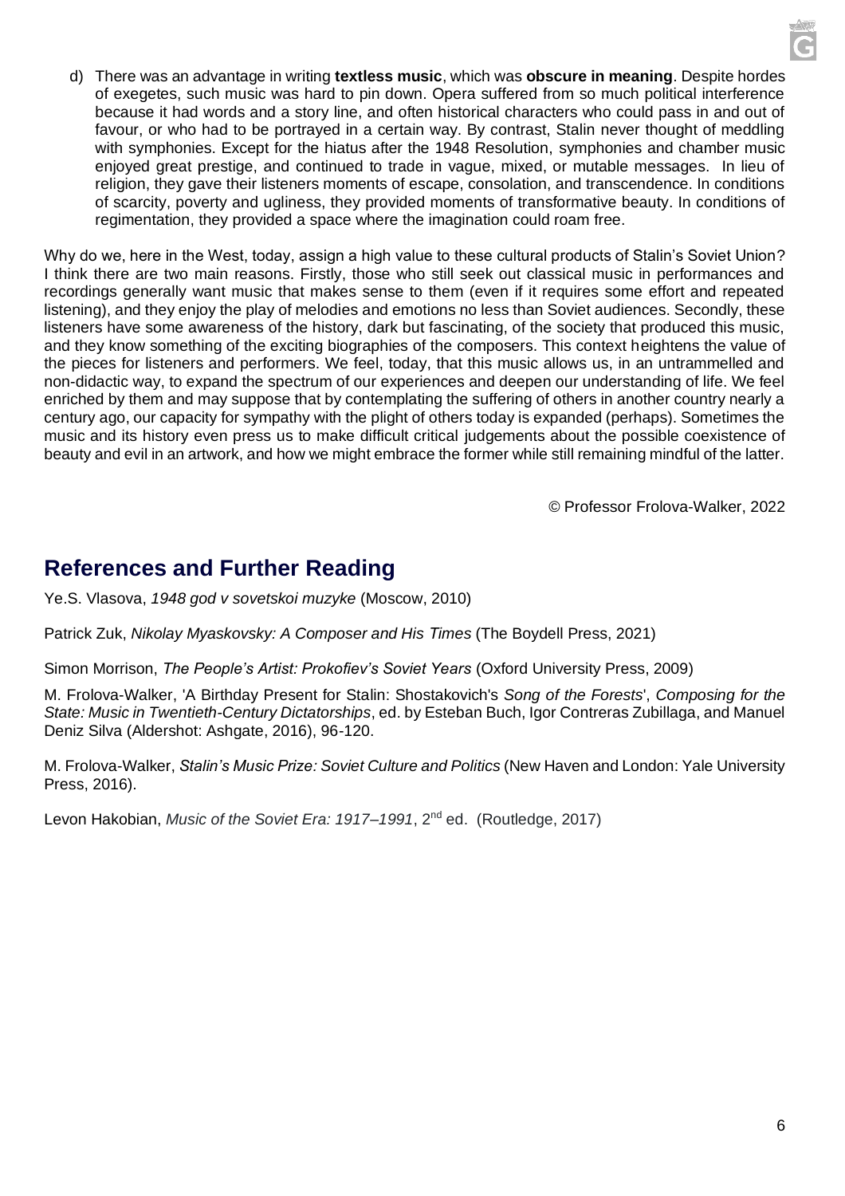d) There was an advantage in writing **textless music**, which was **obscure in meaning**. Despite hordes of exegetes, such music was hard to pin down. Opera suffered from so much political interference because it had words and a story line, and often historical characters who could pass in and out of favour, or who had to be portrayed in a certain way. By contrast, Stalin never thought of meddling with symphonies. Except for the hiatus after the 1948 Resolution, symphonies and chamber music enjoyed great prestige, and continued to trade in vague, mixed, or mutable messages. In lieu of religion, they gave their listeners moments of escape, consolation, and transcendence. In conditions of scarcity, poverty and ugliness, they provided moments of transformative beauty. In conditions of regimentation, they provided a space where the imagination could roam free.

Why do we, here in the West, today, assign a high value to these cultural products of Stalin's Soviet Union? I think there are two main reasons. Firstly, those who still seek out classical music in performances and recordings generally want music that makes sense to them (even if it requires some effort and repeated listening), and they enjoy the play of melodies and emotions no less than Soviet audiences. Secondly, these listeners have some awareness of the history, dark but fascinating, of the society that produced this music, and they know something of the exciting biographies of the composers. This context heightens the value of the pieces for listeners and performers. We feel, today, that this music allows us, in an untrammelled and non-didactic way, to expand the spectrum of our experiences and deepen our understanding of life. We feel enriched by them and may suppose that by contemplating the suffering of others in another country nearly a century ago, our capacity for sympathy with the plight of others today is expanded (perhaps). Sometimes the music and its history even press us to make difficult critical judgements about the possible coexistence of beauty and evil in an artwork, and how we might embrace the former while still remaining mindful of the latter.

© Professor Frolova-Walker, 2022

## References and Further Reading

Ye.S. Vlasova, *1948 god v sovetskoi muzyke* (Moscow, 2010)

Patrick Zuk, *Nikolay Myaskovsky: A Composer and His Times* (The Boydell Press, 2021)

Simon Morrison, *The People's Artist: Prokofiev's Soviet Years* (Oxford University Press, 2009)

M. Frolova-Walker, 'A Birthday Present for Stalin: Shostakovich's *Song of the Forests*', *Composing for the State: Music in Twentieth-Century Dictatorships*, ed. by Esteban Buch, Igor Contreras Zubillaga, and Manuel Deniz Silva (Aldershot: Ashgate, 2016), 96-120.

M. Frolova-Walker, *Stalin's Music Prize: Soviet Culture and Politics* (New Haven and London: Yale University Press, 2016).

Levon Hakobian, *Music of the Soviet Era: 1917–1991*, 2nd ed. (Routledge, 2017)